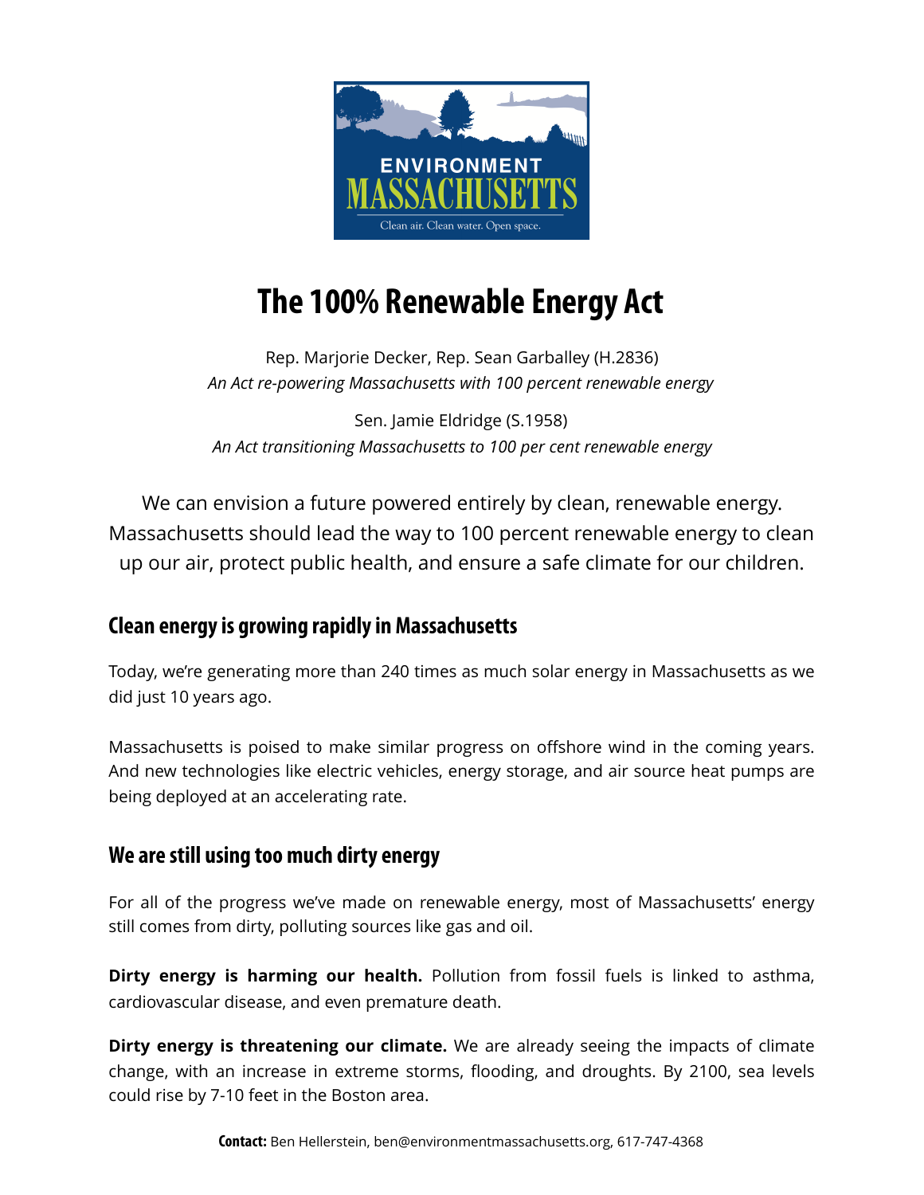ENVIRONMENT MASSACHUSETTS

Clean air. Clean water. Open space.

# The 100% Renewable Energy Act

Rep. Marjorie Decker, Rep. Sean Garballey (H.2836)
*An Act re-powering Massachusetts with 100 percent renewable energy*

Sen. Jamie Eldridge (S.1958)
*An Act transitioning Massachusetts to 100 per cent renewable energy*

We can envision a future powered entirely by clean, renewable energy. Massachusetts should lead the way to 100 percent renewable energy to clean up our air, protect public health, and ensure a safe climate for our children.

## Clean energy is growing rapidly in Massachusetts

Today, we're generating more than 240 times as much solar energy in Massachusetts as we did just 10 years ago.

Massachusetts is poised to make similar progress on offshore wind in the coming years. And new technologies like electric vehicles, energy storage, and air source heat pumps are being deployed at an accelerating rate.

## We are still using too much dirty energy

For all of the progress we've made on renewable energy, most of Massachusetts' energy still comes from dirty, polluting sources like gas and oil.

**Dirty energy is harming our health.** Pollution from fossil fuels is linked to asthma, cardiovascular disease, and even premature death.

**Dirty energy is threatening our climate.** We are already seeing the impacts of climate change, with an increase in extreme storms, flooding, and droughts. By 2100, sea levels could rise by 7-10 feet in the Boston area.

**Contact:** Ben Hellerstein, ben@environmentmassachusetts.org, 617-747-4368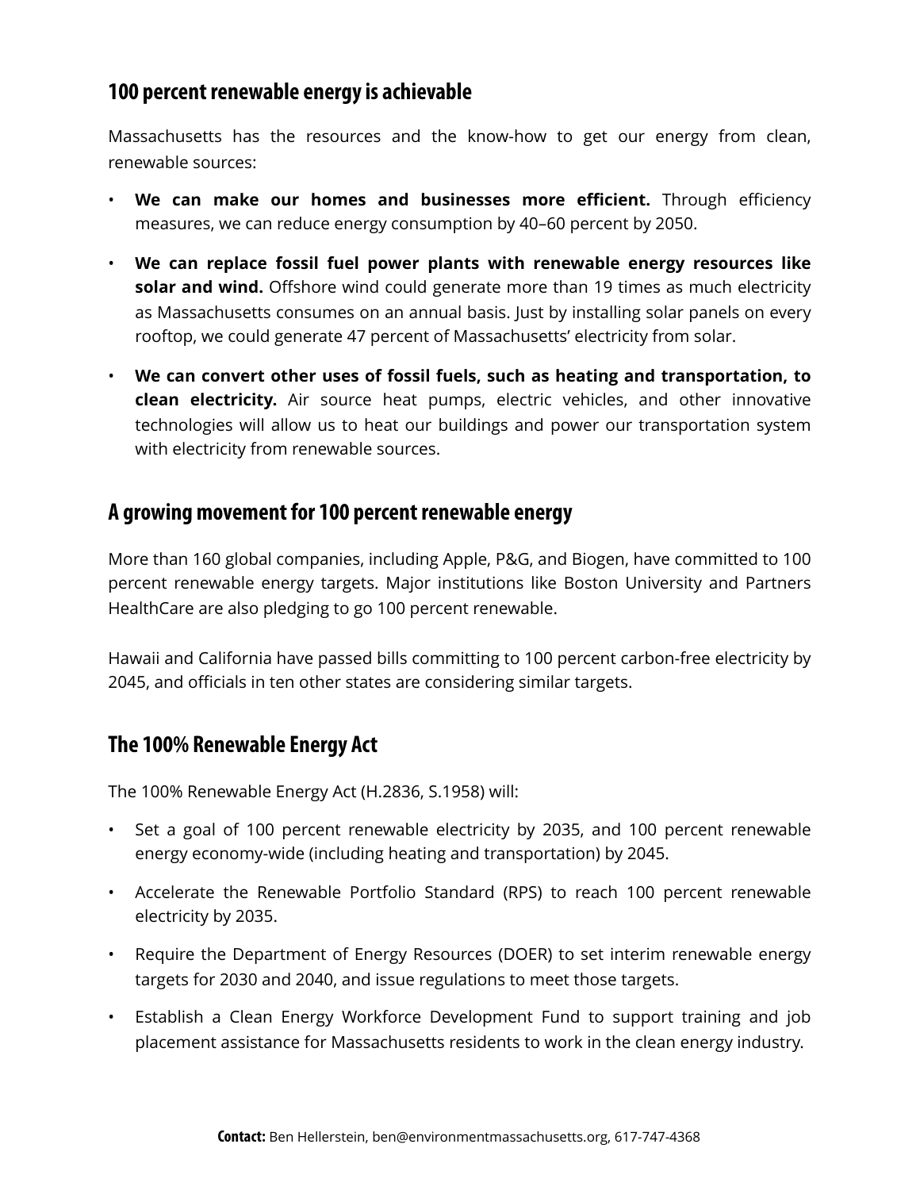## 100 percent renewable energy is achievable

Massachusetts has the resources and the know-how to get our energy from clean, renewable sources:

- **We can make our homes and businesses more efficient.** Through efficiency measures, we can reduce energy consumption by 40–60 percent by 2050.
- **We can replace fossil fuel power plants with renewable energy resources like solar and wind.** Offshore wind could generate more than 19 times as much electricity as Massachusetts consumes on an annual basis. Just by installing solar panels on every rooftop, we could generate 47 percent of Massachusetts' electricity from solar.
- **We can convert other uses of fossil fuels, such as heating and transportation, to clean electricity.** Air source heat pumps, electric vehicles, and other innovative technologies will allow us to heat our buildings and power our transportation system with electricity from renewable sources.

## A growing movement for 100 percent renewable energy

More than 160 global companies, including Apple, P&G, and Biogen, have committed to 100 percent renewable energy targets. Major institutions like Boston University and Partners HealthCare are also pledging to go 100 percent renewable.

Hawaii and California have passed bills committing to 100 percent carbon-free electricity by 2045, and officials in ten other states are considering similar targets.

## The 100% Renewable Energy Act

The 100% Renewable Energy Act (H.2836, S.1958) will:

- Set a goal of 100 percent renewable electricity by 2035, and 100 percent renewable energy economy-wide (including heating and transportation) by 2045.
- Accelerate the Renewable Portfolio Standard (RPS) to reach 100 percent renewable electricity by 2035.
- Require the Department of Energy Resources (DOER) to set interim renewable energy targets for 2030 and 2040, and issue regulations to meet those targets.
- Establish a Clean Energy Workforce Development Fund to support training and job placement assistance for Massachusetts residents to work in the clean energy industry.

**Contact:** Ben Hellerstein, ben@environmentmassachusetts.org, 617-747-4368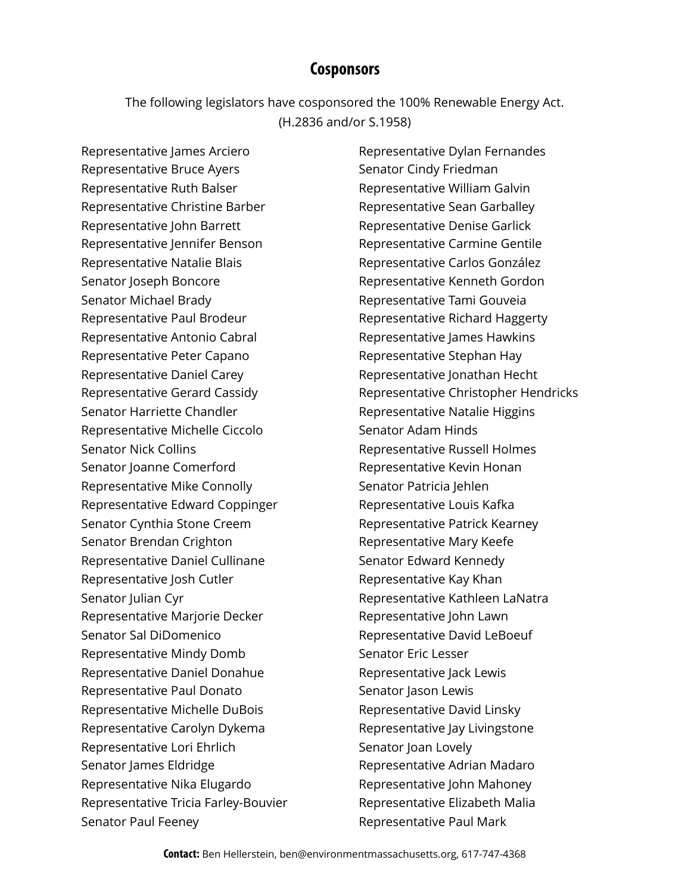## Cosponsors

The following legislators have cosponsored the 100% Renewable Energy Act. (H.2836 and/or S.1958)

Representative James Arciero
Representative Bruce Ayers
Representative Ruth Balser
Representative Christine Barber
Representative John Barrett
Representative Jennifer Benson
Representative Natalie Blais
Senator Joseph Boncore
Senator Michael Brady
Representative Paul Brodeur
Representative Antonio Cabral
Representative Peter Capano
Representative Daniel Carey
Representative Gerard Cassidy
Senator Harriette Chandler
Representative Michelle Ciccolo
Senator Nick Collins
Senator Joanne Comerford
Representative Mike Connolly
Representative Edward Coppinger
Senator Cynthia Stone Creem
Senator Brendan Crighton
Representative Daniel Cullinane
Representative Josh Cutler
Senator Julian Cyr
Representative Marjorie Decker
Senator Sal DiDomenico
Representative Mindy Domb
Representative Daniel Donahue
Representative Paul Donato
Representative Michelle DuBois
Representative Carolyn Dykema
Representative Lori Ehrlich
Senator James Eldridge
Representative Nika Elugardo
Representative Tricia Farley-Bouvier
Senator Paul Feeney
Representative Dylan Fernandes
Senator Cindy Friedman
Representative William Galvin
Representative Sean Garballey
Representative Denise Garlick
Representative Carmine Gentile
Representative Carlos González
Representative Kenneth Gordon
Representative Tami Gouveia
Representative Richard Haggerty
Representative James Hawkins
Representative Stephan Hay
Representative Jonathan Hecht
Representative Christopher Hendricks
Representative Natalie Higgins
Senator Adam Hinds
Representative Russell Holmes
Representative Kevin Honan
Senator Patricia Jehlen
Representative Louis Kafka
Representative Patrick Kearney
Representative Mary Keefe
Senator Edward Kennedy
Representative Kay Khan
Representative Kathleen LaNatra
Representative John Lawn
Representative David LeBoeuf
Senator Eric Lesser
Representative Jack Lewis
Senator Jason Lewis
Representative David Linsky
Representative Jay Livingstone
Senator Joan Lovely
Representative Adrian Madaro
Representative John Mahoney
Representative Elizabeth Malia
Representative Paul Mark

**Contact:** Ben Hellerstein, ben@environmentmassachusetts.org, 617-747-4368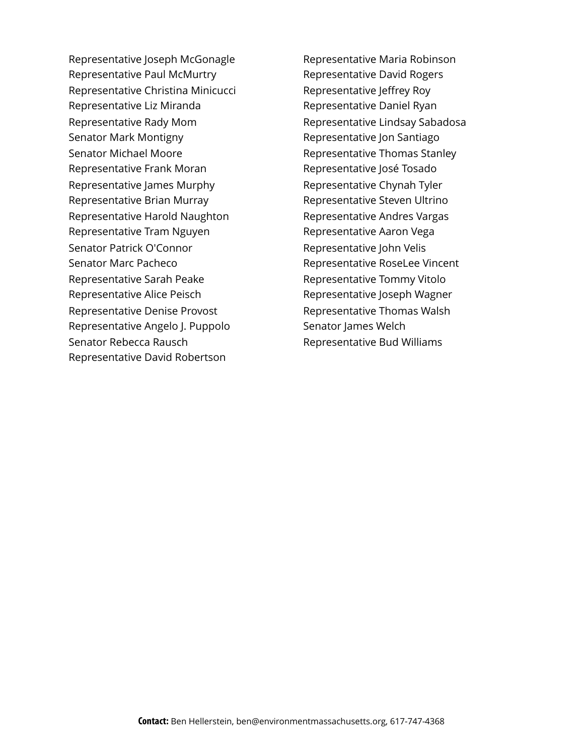Representative Joseph McGonagle
Representative Paul McMurtry
Representative Christina Minicucci
Representative Liz Miranda
Representative Rady Mom
Senator Mark Montigny
Senator Michael Moore
Representative Frank Moran
Representative James Murphy
Representative Brian Murray
Representative Harold Naughton
Representative Tram Nguyen
Senator Patrick O'Connor
Senator Marc Pacheco
Representative Sarah Peake
Representative Alice Peisch
Representative Denise Provost
Representative Angelo J. Puppolo
Senator Rebecca Rausch
Representative David Robertson
Representative Maria Robinson
Representative David Rogers
Representative Jeffrey Roy
Representative Daniel Ryan
Representative Lindsay Sabadosa
Representative Jon Santiago
Representative Thomas Stanley
Representative José Tosado
Representative Chynah Tyler
Representative Steven Ultrino
Representative Andres Vargas
Representative Aaron Vega
Representative John Velis
Representative RoseLee Vincent
Representative Tommy Vitolo
Representative Joseph Wagner
Representative Thomas Walsh
Senator James Welch
Representative Bud Williams

**Contact:** Ben Hellerstein, ben@environmentmassachusetts.org, 617-747-4368